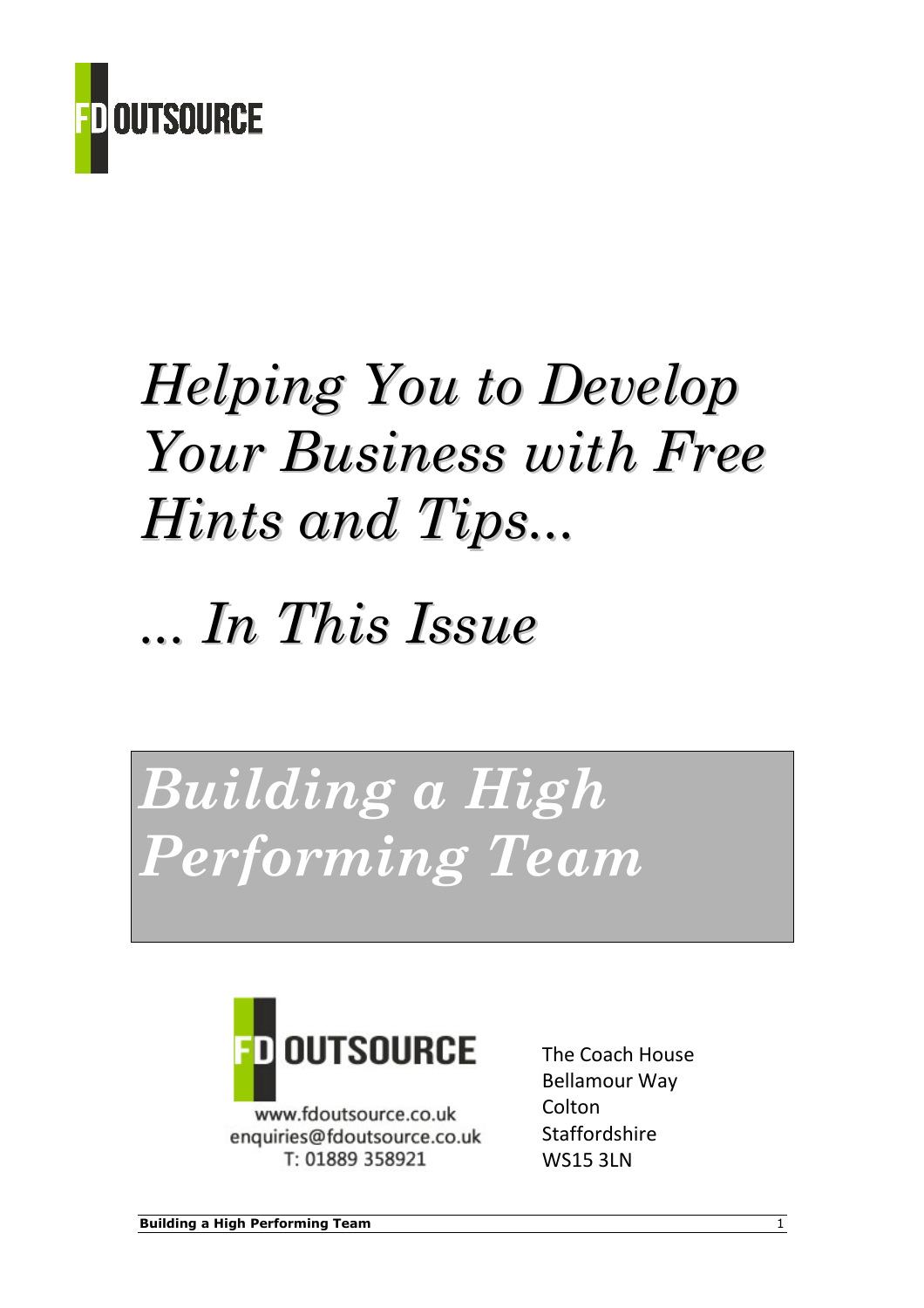FD OUTSOURCE

# *Helping You to Develop Your Business with Free Hints and Tips...*

# *... In This Issue*

# *Building a High Performing Team*

FD OUTSOURCE

www.fdoutsource.co.uk
enquiries@fdoutsource.co.uk
T: 01889 358921

The Coach House
Bellamour Way
Colton
Staffordshire
WS15 3LN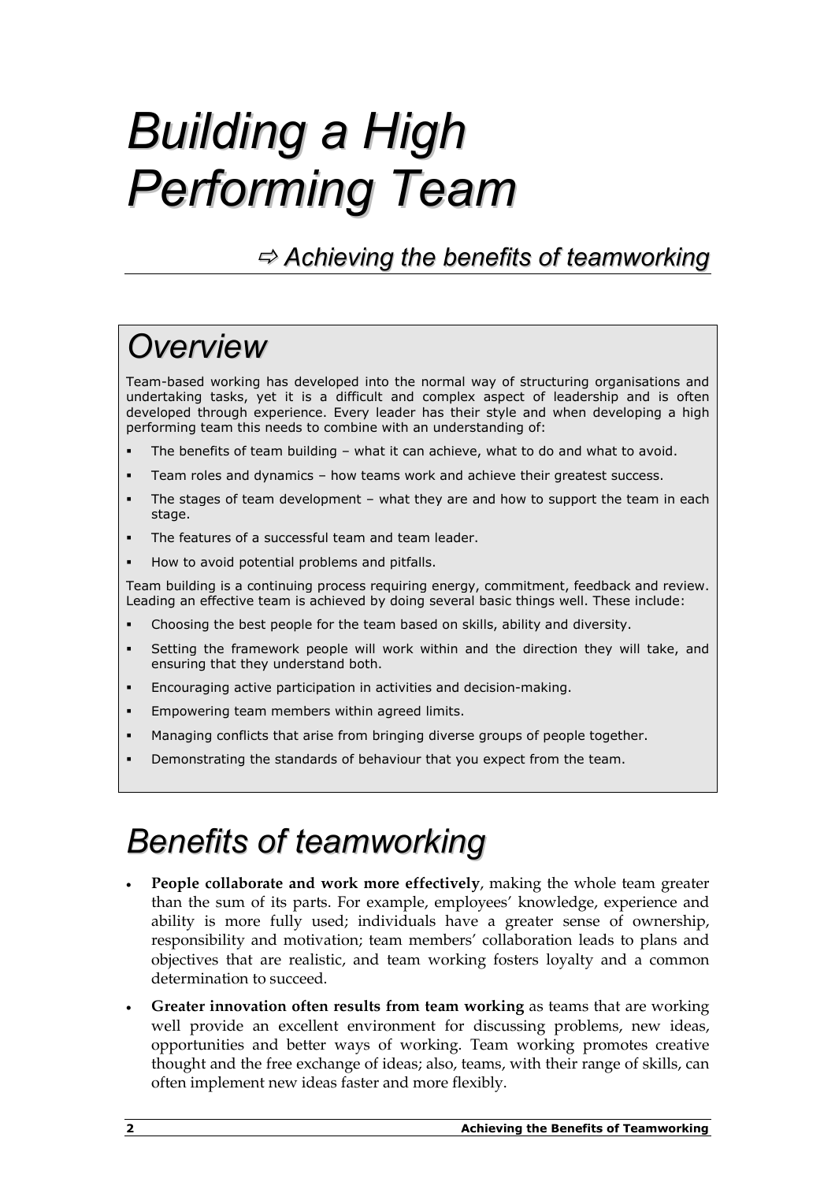# Building a High Performing Team

## ⇨ Achieving the benefits of teamworking

## Overview

Team-based working has developed into the normal way of structuring organisations and undertaking tasks, yet it is a difficult and complex aspect of leadership and is often developed through experience. Every leader has their style and when developing a high performing team this needs to combine with an understanding of:

- The benefits of team building – what it can achieve, what to do and what to avoid.
- Team roles and dynamics – how teams work and achieve their greatest success.
- The stages of team development – what they are and how to support the team in each stage.
- The features of a successful team and team leader.
- How to avoid potential problems and pitfalls.

Team building is a continuing process requiring energy, commitment, feedback and review. Leading an effective team is achieved by doing several basic things well. These include:

- Choosing the best people for the team based on skills, ability and diversity.
- Setting the framework people will work within and the direction they will take, and ensuring that they understand both.
- Encouraging active participation in activities and decision-making.
- Empowering team members within agreed limits.
- Managing conflicts that arise from bringing diverse groups of people together.
- Demonstrating the standards of behaviour that you expect from the team.

## Benefits of teamworking

- **People collaborate and work more effectively**, making the whole team greater than the sum of its parts. For example, employees' knowledge, experience and ability is more fully used; individuals have a greater sense of ownership, responsibility and motivation; team members' collaboration leads to plans and objectives that are realistic, and team working fosters loyalty and a common determination to succeed.
- **Greater innovation often results from team working** as teams that are working well provide an excellent environment for discussing problems, new ideas, opportunities and better ways of working. Team working promotes creative thought and the free exchange of ideas; also, teams, with their range of skills, can often implement new ideas faster and more flexibly.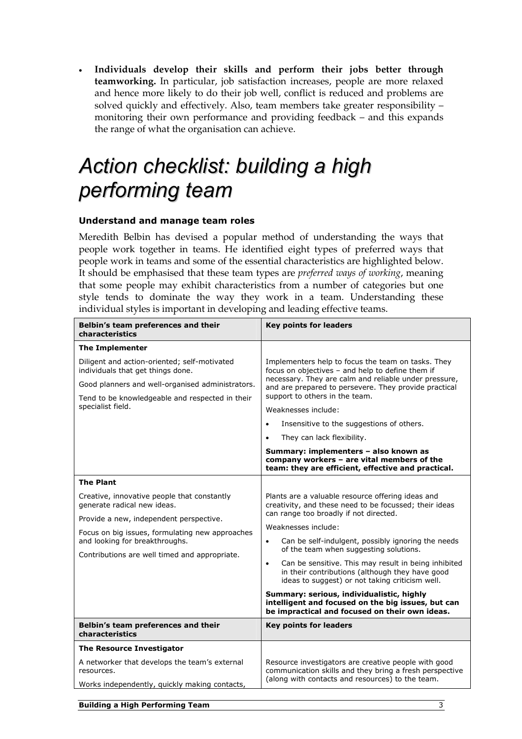- **Individuals develop their skills and perform their jobs better through teamworking.** In particular, job satisfaction increases, people are more relaxed and hence more likely to do their job well, conflict is reduced and problems are solved quickly and effectively. Also, team members take greater responsibility – monitoring their own performance and providing feedback – and this expands the range of what the organisation can achieve.

# *Action checklist: building a high performing team*

### Understand and manage team roles

Meredith Belbin has devised a popular method of understanding the ways that people work together in teams. He identified eight types of preferred ways that people work in teams and some of the essential characteristics are highlighted below. It should be emphasised that these team types are *preferred ways of working*, meaning that some people may exhibit characteristics from a number of categories but one style tends to dominate the way they work in a team. Understanding these individual styles is important in developing and leading effective teams.

| Belbin's team preferences and their characteristics | Key points for leaders |
|---|---|
| **The Implementer**<br><br>Diligent and action-oriented; self-motivated individuals that get things done.<br><br>Good planners and well-organised administrators.<br><br>Tend to be knowledgeable and respected in their specialist field. | Implementers help to focus the team on tasks. They focus on objectives – and help to define them if necessary. They are calm and reliable under pressure, and are prepared to persevere. They provide practical support to others in the team.<br><br>Weaknesses include:<br><br>• Insensitive to the suggestions of others.<br>• They can lack flexibility.<br><br>**Summary: implementers – also known as company workers – are vital members of the team: they are efficient, effective and practical.** |
| **The Plant**<br><br>Creative, innovative people that constantly generate radical new ideas.<br><br>Provide a new, independent perspective.<br><br>Focus on big issues, formulating new approaches and looking for breakthroughs.<br><br>Contributions are well timed and appropriate. | Plants are a valuable resource offering ideas and creativity, and these need to be focussed; their ideas can range too broadly if not directed.<br><br>Weaknesses include:<br><br>• Can be self-indulgent, possibly ignoring the needs of the team when suggesting solutions.<br>• Can be sensitive. This may result in being inhibited in their contributions (although they have good ideas to suggest) or not taking criticism well.<br><br>**Summary: serious, individualistic, highly intelligent and focused on the big issues, but can be impractical and focused on their own ideas.** |
| **The Resource Investigator**<br><br>A networker that develops the team's external resources.<br><br>Works independently, quickly making contacts, | Resource investigators are creative people with good communication skills and they bring a fresh perspective (along with contacts and resources) to the team. |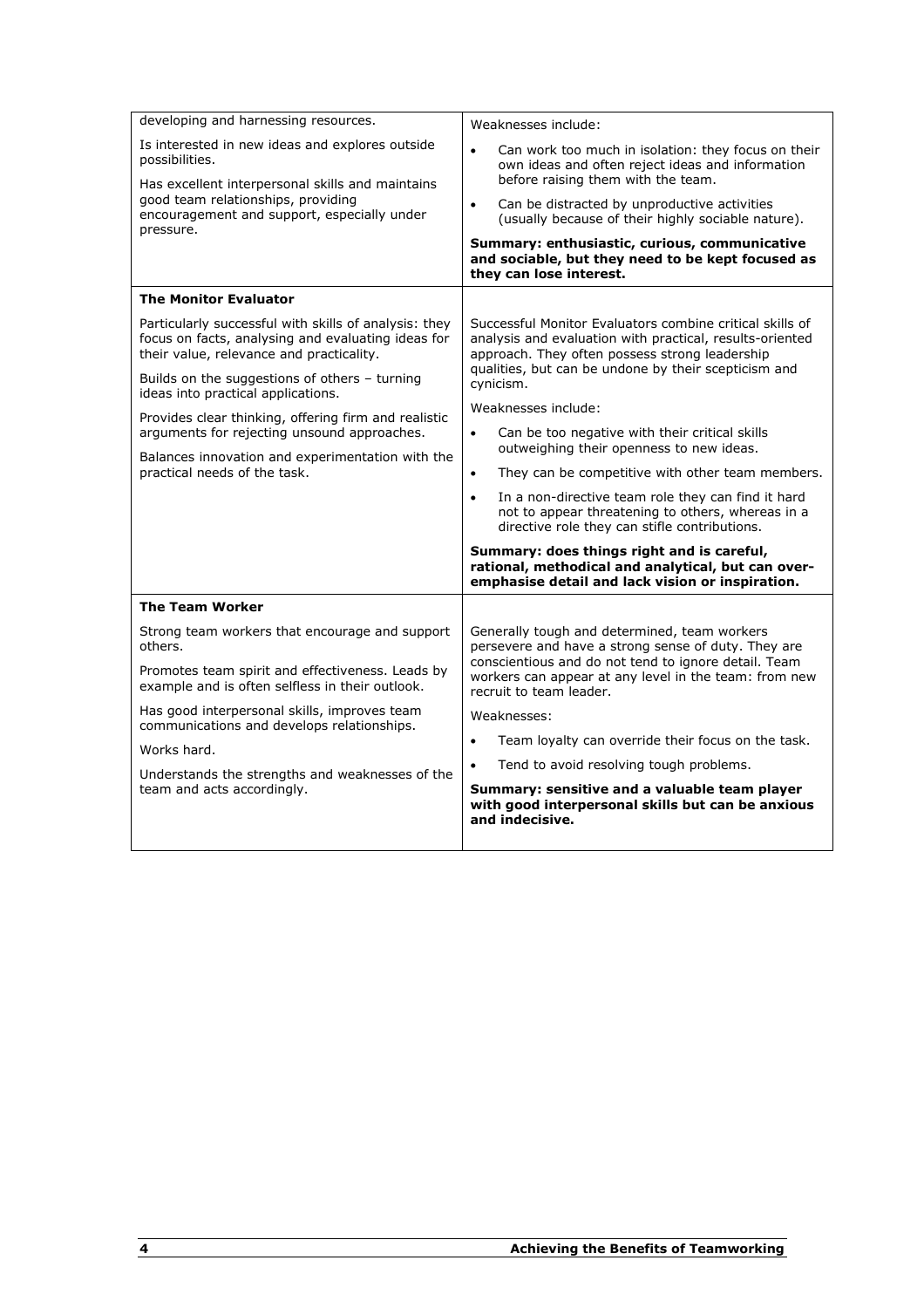| | |
|---|---|
| developing and harnessing resources.<br><br>Is interested in new ideas and explores outside possibilities.<br><br>Has excellent interpersonal skills and maintains good team relationships, providing encouragement and support, especially under pressure. | Weaknesses include:<br><br>• Can work too much in isolation: they focus on their own ideas and often reject ideas and information before raising them with the team.<br>• Can be distracted by unproductive activities (usually because of their highly sociable nature).<br><br>**Summary: enthusiastic, curious, communicative and sociable, but they need to be kept focused as they can lose interest.** |
| **The Monitor Evaluator** | |
| Particularly successful with skills of analysis: they focus on facts, analysing and evaluating ideas for their value, relevance and practicality.<br><br>Builds on the suggestions of others – turning ideas into practical applications.<br><br>Provides clear thinking, offering firm and realistic arguments for rejecting unsound approaches.<br><br>Balances innovation and experimentation with the practical needs of the task. | Successful Monitor Evaluators combine critical skills of analysis and evaluation with practical, results-oriented approach. They often possess strong leadership qualities, but can be undone by their scepticism and cynicism.<br><br>Weaknesses include:<br><br>• Can be too negative with their critical skills outweighing their openness to new ideas.<br>• They can be competitive with other team members.<br>• In a non-directive team role they can find it hard not to appear threatening to others, whereas in a directive role they can stifle contributions.<br><br>**Summary: does things right and is careful, rational, methodical and analytical, but can over-emphasise detail and lack vision or inspiration.** |
| **The Team Worker** | |
| Strong team workers that encourage and support others.<br><br>Promotes team spirit and effectiveness. Leads by example and is often selfless in their outlook.<br><br>Has good interpersonal skills, improves team communications and develops relationships.<br><br>Works hard.<br><br>Understands the strengths and weaknesses of the team and acts accordingly. | Generally tough and determined, team workers persevere and have a strong sense of duty. They are conscientious and do not tend to ignore detail. Team workers can appear at any level in the team: from new recruit to team leader.<br><br>Weaknesses:<br><br>• Team loyalty can override their focus on the task.<br>• Tend to avoid resolving tough problems.<br><br>**Summary: sensitive and a valuable team player with good interpersonal skills but can be anxious and indecisive.** |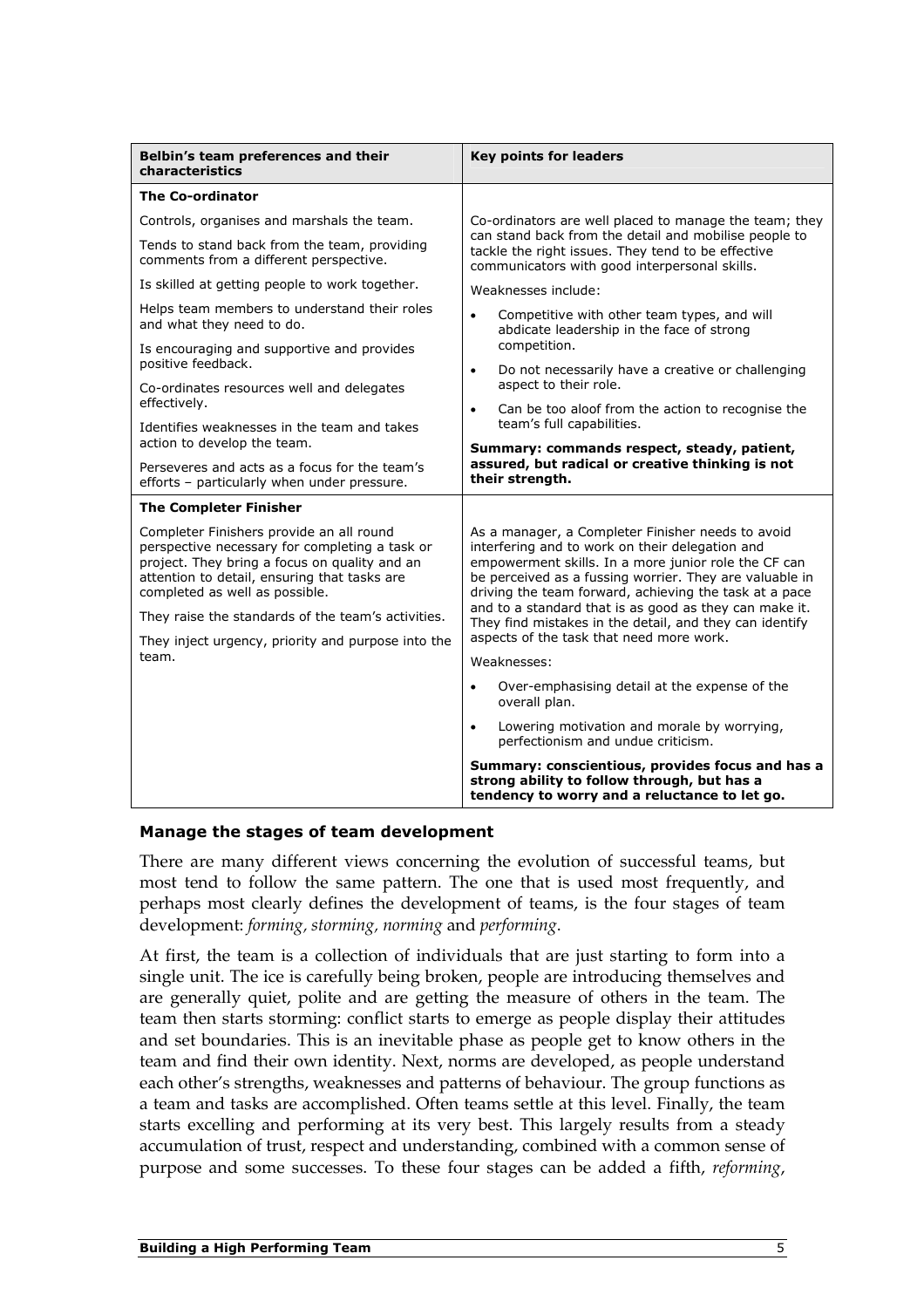| Belbin's team preferences and their characteristics | Key points for leaders |
|---|---|
| **The Co-ordinator** | |
| Controls, organises and marshals the team.<br><br>Tends to stand back from the team, providing comments from a different perspective.<br><br>Is skilled at getting people to work together.<br><br>Helps team members to understand their roles and what they need to do.<br><br>Is encouraging and supportive and provides positive feedback.<br><br>Co-ordinates resources well and delegates effectively.<br><br>Identifies weaknesses in the team and takes action to develop the team.<br><br>Perseveres and acts as a focus for the team's efforts – particularly when under pressure. | Co-ordinators are well placed to manage the team; they can stand back from the detail and mobilise people to tackle the right issues. They tend to be effective communicators with good interpersonal skills.<br><br>Weaknesses include:<br><br>• Competitive with other team types, and will abdicate leadership in the face of strong competition.<br>• Do not necessarily have a creative or challenging aspect to their role.<br>• Can be too aloof from the action to recognise the team's full capabilities.<br><br>**Summary: commands respect, steady, patient, assured, but radical or creative thinking is not their strength.** |
| **The Completer Finisher** | |
| Completer Finishers provide an all round perspective necessary for completing a task or project. They bring a focus on quality and an attention to detail, ensuring that tasks are completed as well as possible.<br><br>They raise the standards of the team's activities.<br><br>They inject urgency, priority and purpose into the team. | As a manager, a Completer Finisher needs to avoid interfering and to work on their delegation and empowerment skills. In a more junior role the CF can be perceived as a fussing worrier. They are valuable in driving the team forward, achieving the task at a pace and to a standard that is as good as they can make it. They find mistakes in the detail, and they can identify aspects of the task that need more work.<br><br>Weaknesses:<br><br>• Over-emphasising detail at the expense of the overall plan.<br>• Lowering motivation and morale by worrying, perfectionism and undue criticism.<br><br>**Summary: conscientious, provides focus and has a strong ability to follow through, but has a tendency to worry and a reluctance to let go.** |

### Manage the stages of team development

There are many different views concerning the evolution of successful teams, but most tend to follow the same pattern. The one that is used most frequently, and perhaps most clearly defines the development of teams, is the four stages of team development: *forming, storming, norming* and *performing*.

At first, the team is a collection of individuals that are just starting to form into a single unit. The ice is carefully being broken, people are introducing themselves and are generally quiet, polite and are getting the measure of others in the team. The team then starts storming: conflict starts to emerge as people display their attitudes and set boundaries. This is an inevitable phase as people get to know others in the team and find their own identity. Next, norms are developed, as people understand each other's strengths, weaknesses and patterns of behaviour. The group functions as a team and tasks are accomplished. Often teams settle at this level. Finally, the team starts excelling and performing at its very best. This largely results from a steady accumulation of trust, respect and understanding, combined with a common sense of purpose and some successes. To these four stages can be added a fifth, *reforming*,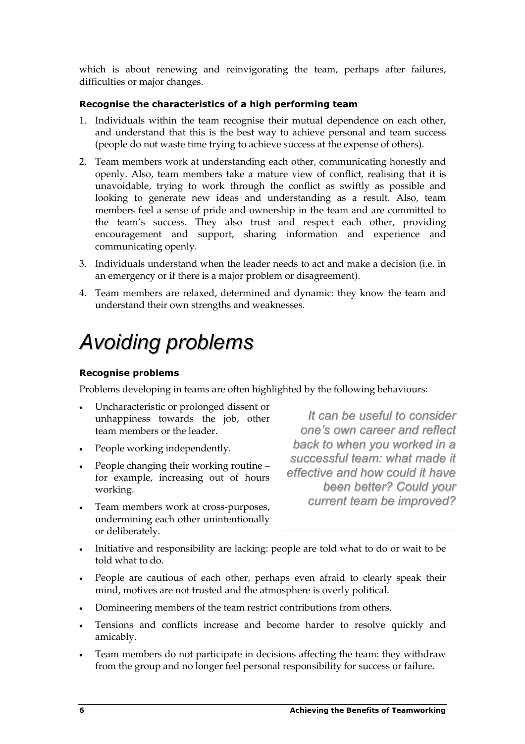which is about renewing and reinvigorating the team, perhaps after failures, difficulties or major changes.

**Recognise the characteristics of a high performing team**

1. Individuals within the team recognise their mutual dependence on each other, and understand that this is the best way to achieve personal and team success (people do not waste time trying to achieve success at the expense of others).
2. Team members work at understanding each other, communicating honestly and openly. Also, team members take a mature view of conflict, realising that it is unavoidable, trying to work through the conflict as swiftly as possible and looking to generate new ideas and understanding as a result. Also, team members feel a sense of pride and ownership in the team and are committed to the team's success. They also trust and respect each other, providing encouragement and support, sharing information and experience and communicating openly.
3. Individuals understand when the leader needs to act and make a decision (i.e. in an emergency or if there is a major problem or disagreement).
4. Team members are relaxed, determined and dynamic: they know the team and understand their own strengths and weaknesses.

# *Avoiding problems*

**Recognise problems**

Problems developing in teams are often highlighted by the following behaviours:

- Uncharacteristic or prolonged dissent or unhappiness towards the job, other team members or the leader.
- People working independently.
- People changing their working routine – for example, increasing out of hours working.
- Team members work at cross-purposes, undermining each other unintentionally or deliberately.
- Initiative and responsibility are lacking: people are told what to do or wait to be told what to do.
- People are cautious of each other, perhaps even afraid to clearly speak their mind, motives are not trusted and the atmosphere is overly political.
- Domineering members of the team restrict contributions from others.
- Tensions and conflicts increase and become harder to resolve quickly and amicably.
- Team members do not participate in decisions affecting the team: they withdraw from the group and no longer feel personal responsibility for success or failure.

*It can be useful to consider one's own career and reflect back to when you worked in a successful team: what made it effective and how could it have been better? Could your current team be improved?*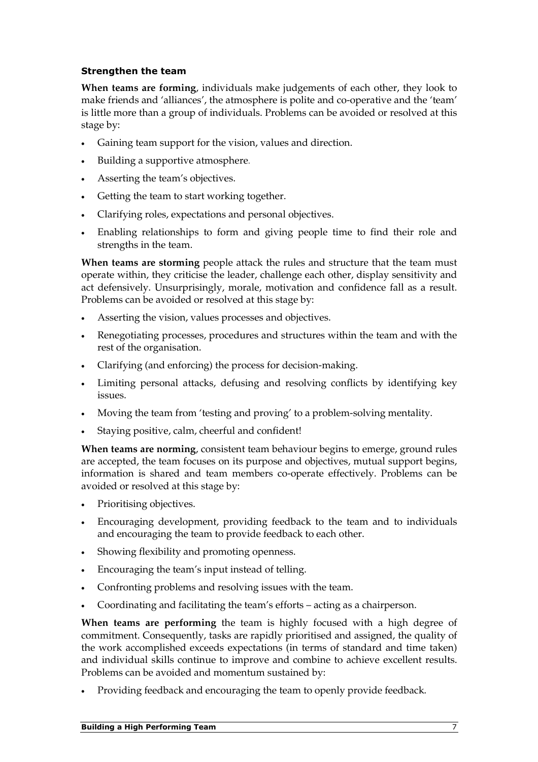### Strengthen the team

**When teams are forming**, individuals make judgements of each other, they look to make friends and 'alliances', the atmosphere is polite and co-operative and the 'team' is little more than a group of individuals. Problems can be avoided or resolved at this stage by:

- Gaining team support for the vision, values and direction.
- Building a supportive atmosphere.
- Asserting the team's objectives.
- Getting the team to start working together.
- Clarifying roles, expectations and personal objectives.
- Enabling relationships to form and giving people time to find their role and strengths in the team.

**When teams are storming** people attack the rules and structure that the team must operate within, they criticise the leader, challenge each other, display sensitivity and act defensively. Unsurprisingly, morale, motivation and confidence fall as a result. Problems can be avoided or resolved at this stage by:

- Asserting the vision, values processes and objectives.
- Renegotiating processes, procedures and structures within the team and with the rest of the organisation.
- Clarifying (and enforcing) the process for decision-making.
- Limiting personal attacks, defusing and resolving conflicts by identifying key issues.
- Moving the team from 'testing and proving' to a problem-solving mentality.
- Staying positive, calm, cheerful and confident!

**When teams are norming**, consistent team behaviour begins to emerge, ground rules are accepted, the team focuses on its purpose and objectives, mutual support begins, information is shared and team members co-operate effectively. Problems can be avoided or resolved at this stage by:

- Prioritising objectives.
- Encouraging development, providing feedback to the team and to individuals and encouraging the team to provide feedback to each other.
- Showing flexibility and promoting openness.
- Encouraging the team's input instead of telling.
- Confronting problems and resolving issues with the team.
- Coordinating and facilitating the team's efforts – acting as a chairperson.

**When teams are performing** the team is highly focused with a high degree of commitment. Consequently, tasks are rapidly prioritised and assigned, the quality of the work accomplished exceeds expectations (in terms of standard and time taken) and individual skills continue to improve and combine to achieve excellent results. Problems can be avoided and momentum sustained by:

- Providing feedback and encouraging the team to openly provide feedback.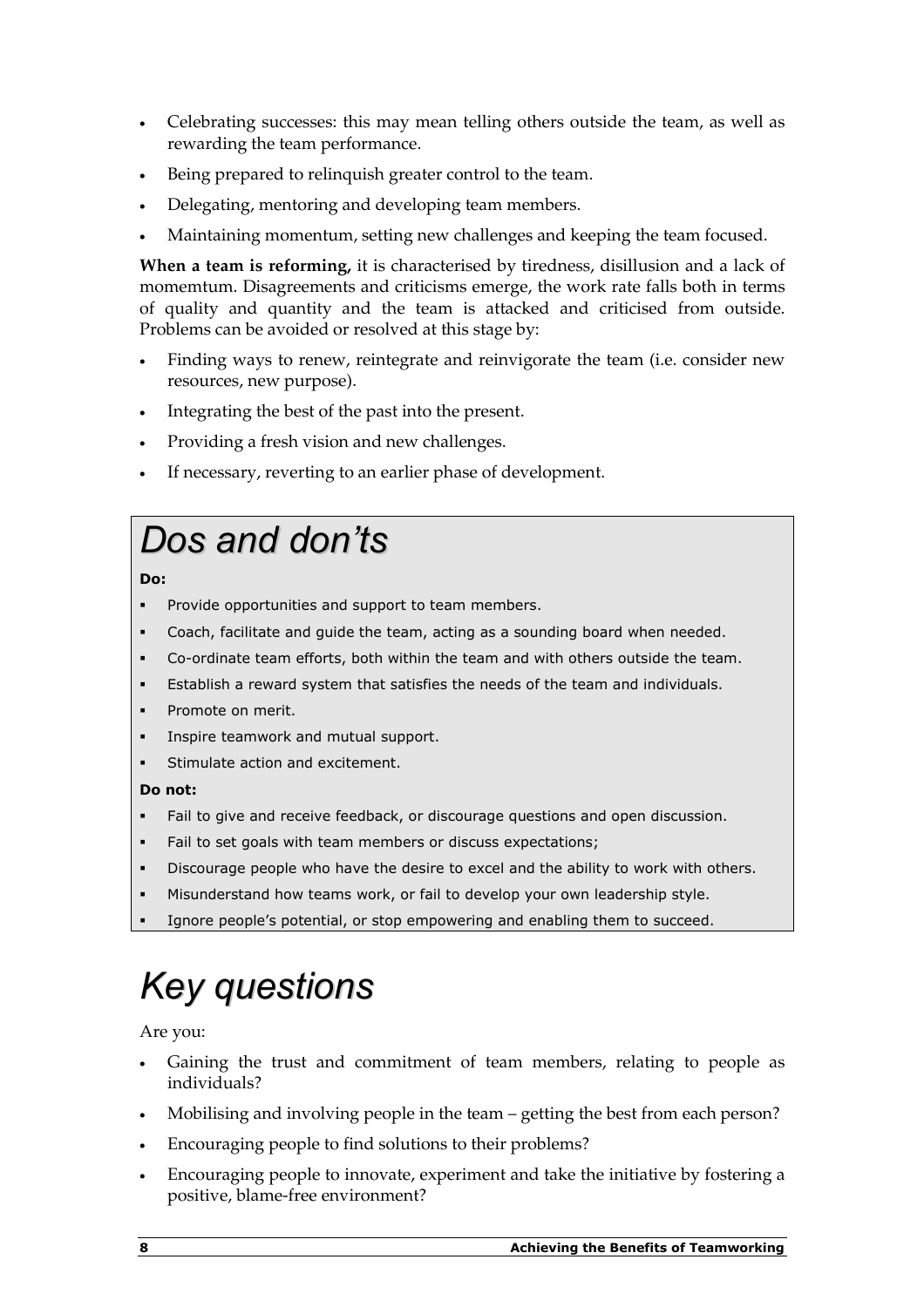- Celebrating successes: this may mean telling others outside the team, as well as rewarding the team performance.
- Being prepared to relinquish greater control to the team.
- Delegating, mentoring and developing team members.
- Maintaining momentum, setting new challenges and keeping the team focused.

**When a team is reforming,** it is characterised by tiredness, disillusion and a lack of momemtum. Disagreements and criticisms emerge, the work rate falls both in terms of quality and quantity and the team is attacked and criticised from outside. Problems can be avoided or resolved at this stage by:

- Finding ways to renew, reintegrate and reinvigorate the team (i.e. consider new resources, new purpose).
- Integrating the best of the past into the present.
- Providing a fresh vision and new challenges.
- If necessary, reverting to an earlier phase of development.

# *Dos and don'ts*

**Do:**

- Provide opportunities and support to team members.
- Coach, facilitate and guide the team, acting as a sounding board when needed.
- Co-ordinate team efforts, both within the team and with others outside the team.
- Establish a reward system that satisfies the needs of the team and individuals.
- Promote on merit.
- Inspire teamwork and mutual support.
- Stimulate action and excitement.

**Do not:**

- Fail to give and receive feedback, or discourage questions and open discussion.
- Fail to set goals with team members or discuss expectations;
- Discourage people who have the desire to excel and the ability to work with others.
- Misunderstand how teams work, or fail to develop your own leadership style.
- Ignore people's potential, or stop empowering and enabling them to succeed.

# *Key questions*

Are you:

- Gaining the trust and commitment of team members, relating to people as individuals?
- Mobilising and involving people in the team – getting the best from each person?
- Encouraging people to find solutions to their problems?
- Encouraging people to innovate, experiment and take the initiative by fostering a positive, blame-free environment?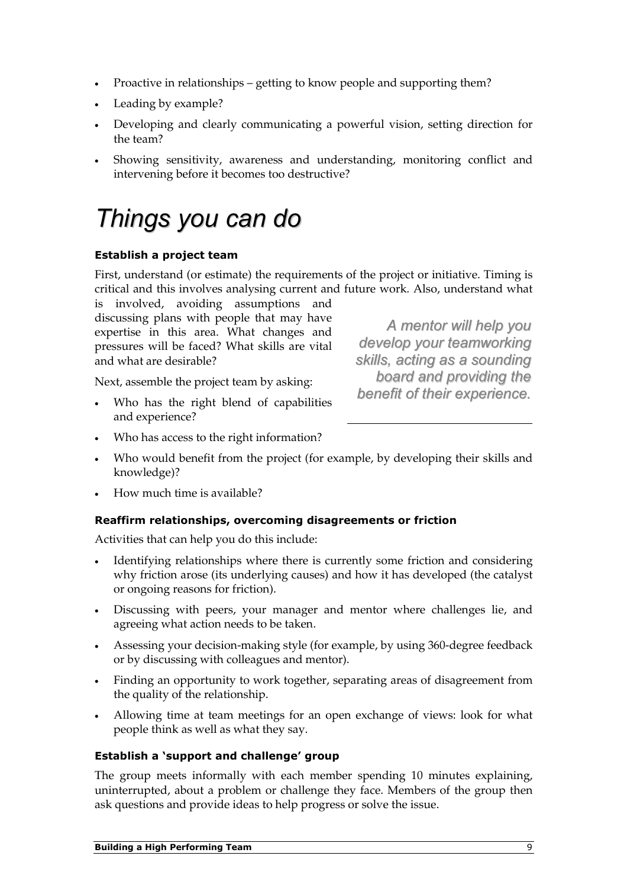- Proactive in relationships – getting to know people and supporting them?
- Leading by example?
- Developing and clearly communicating a powerful vision, setting direction for the team?
- Showing sensitivity, awareness and understanding, monitoring conflict and intervening before it becomes too destructive?

# *Things you can do*

**Establish a project team**

First, understand (or estimate) the requirements of the project or initiative. Timing is critical and this involves analysing current and future work. Also, understand what is involved, avoiding assumptions and discussing plans with people that may have expertise in this area. What changes and pressures will be faced? What skills are vital and what are desirable?

> *A mentor will help you develop your teamworking skills, acting as a sounding board and providing the benefit of their experience.*

Next, assemble the project team by asking:

- Who has the right blend of capabilities and experience?
- Who has access to the right information?
- Who would benefit from the project (for example, by developing their skills and knowledge)?
- How much time is available?

**Reaffirm relationships, overcoming disagreements or friction**

Activities that can help you do this include:

- Identifying relationships where there is currently some friction and considering why friction arose (its underlying causes) and how it has developed (the catalyst or ongoing reasons for friction).
- Discussing with peers, your manager and mentor where challenges lie, and agreeing what action needs to be taken.
- Assessing your decision-making style (for example, by using 360-degree feedback or by discussing with colleagues and mentor).
- Finding an opportunity to work together, separating areas of disagreement from the quality of the relationship.
- Allowing time at team meetings for an open exchange of views: look for what people think as well as what they say.

**Establish a 'support and challenge' group**

The group meets informally with each member spending 10 minutes explaining, uninterrupted, about a problem or challenge they face. Members of the group then ask questions and provide ideas to help progress or solve the issue.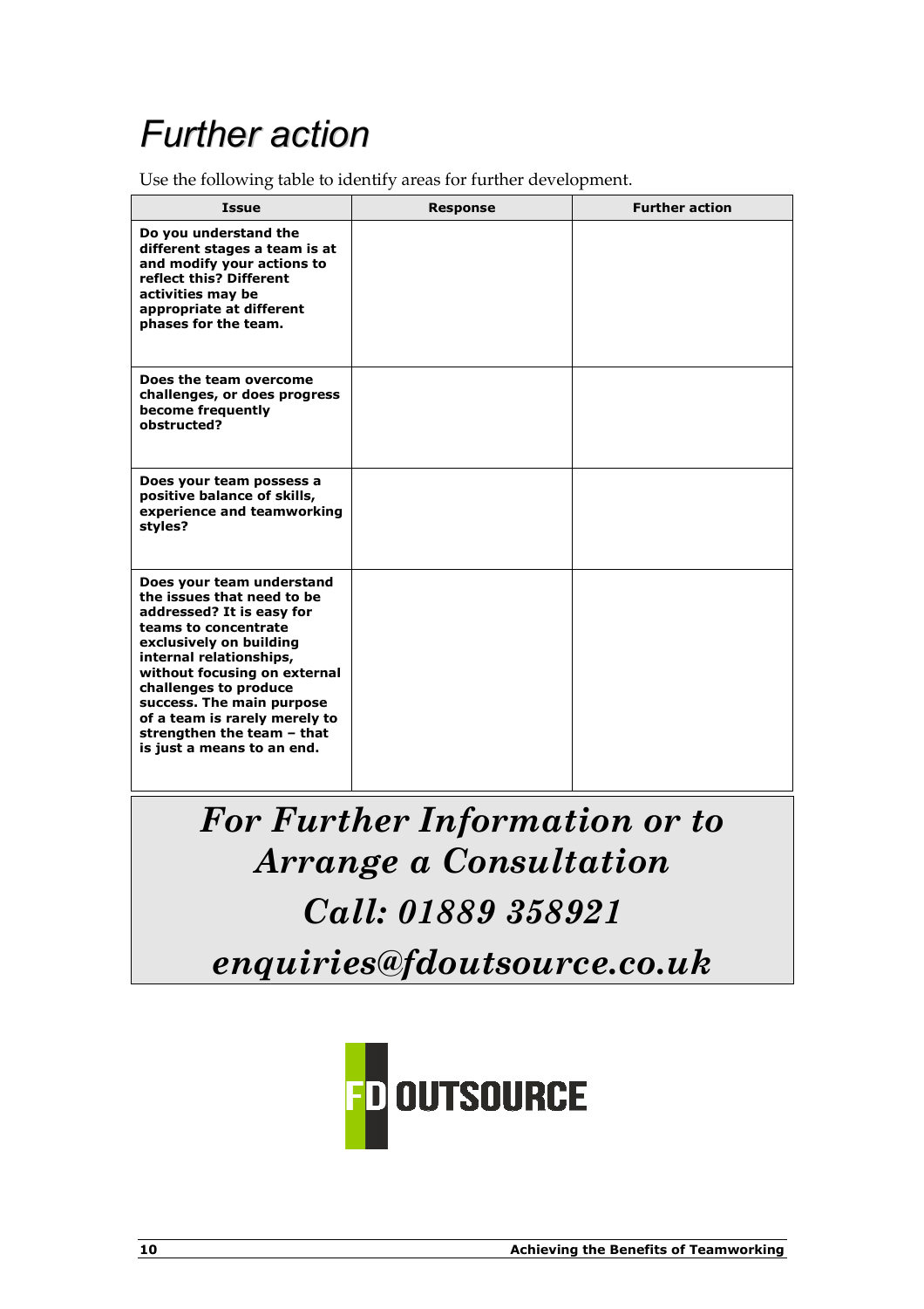# *Further action*

Use the following table to identify areas for further development.

| Issue | Response | Further action |
|---|---|---|
| **Do you understand the different stages a team is at and modify your actions to reflect this? Different activities may be appropriate at different phases for the team.** | | |
| **Does the team overcome challenges, or does progress become frequently obstructed?** | | |
| **Does your team possess a positive balance of skills, experience and teamworking styles?** | | |
| **Does your team understand the issues that need to be addressed? It is easy for teams to concentrate exclusively on building internal relationships, without focusing on external challenges to produce success. The main purpose of a team is rarely merely to strengthen the team – that is just a means to an end.** | | |

***For Further Information or to Arrange a Consultation***

***Call: 01889 358921***

***enquiries@fdoutsource.co.uk***

FD OUTSOURCE